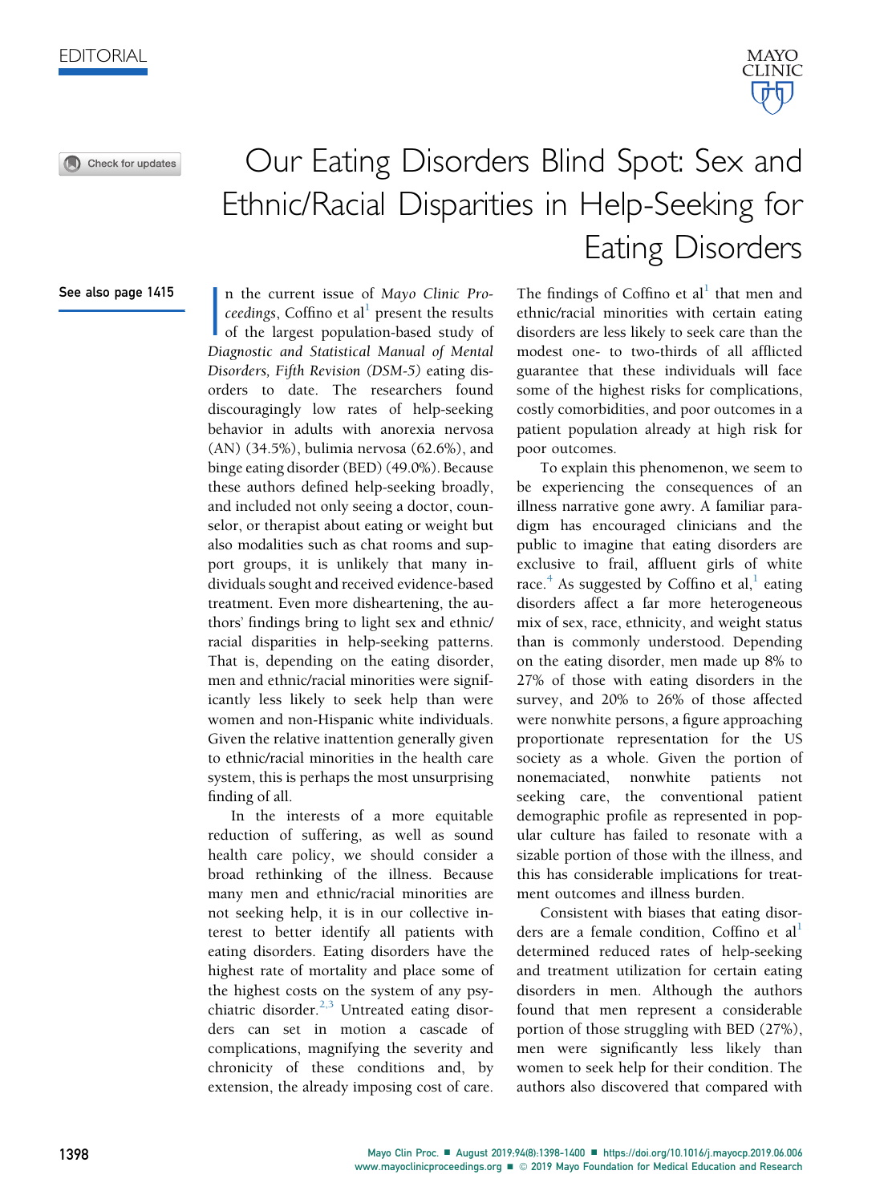EDITORIAL

# Our Eating Disorders Blind Spot: Sex and Ethnic/Racial Disparities in Help-Seeking for Eating Disorders

See also page 1415

In the current issue of *Mayo Clinic Proceedings*, Coffino et al[1] present the results of the largest population-based study of *Diagnostic and Statistical Manual of Mental Disorders, Fifth Revision (DSM-5)* eating disorders to date. The researchers found discouragingly low rates of help-seeking behavior in adults with anorexia nervosa (AN) (34.5%), bulimia nervosa (62.6%), and binge eating disorder (BED) (49.0%). Because these authors defined help-seeking broadly, and included not only seeing a doctor, counselor, or therapist about eating or weight but also modalities such as chat rooms and support groups, it is unlikely that many individuals sought and received evidence-based treatment. Even more disheartening, the authors' findings bring to light sex and ethnic/racial disparities in help-seeking patterns. That is, depending on the eating disorder, men and ethnic/racial minorities were significantly less likely to seek help than were women and non-Hispanic white individuals. Given the relative inattention generally given to ethnic/racial minorities in the health care system, this is perhaps the most unsurprising finding of all.

In the interests of a more equitable reduction of suffering, as well as sound health care policy, we should consider a broad rethinking of the illness. Because many men and ethnic/racial minorities are not seeking help, it is in our collective interest to better identify all patients with eating disorders. Eating disorders have the highest rate of mortality and place some of the highest costs on the system of any psychiatric disorder.[2,3] Untreated eating disorders can set in motion a cascade of complications, magnifying the severity and chronicity of these conditions and, by extension, the already imposing cost of care. The findings of Coffino et al[1] that men and ethnic/racial minorities with certain eating disorders are less likely to seek care than the modest one- to two-thirds of all afflicted guarantee that these individuals will face some of the highest risks for complications, costly comorbidities, and poor outcomes in a patient population already at high risk for poor outcomes.

To explain this phenomenon, we seem to be experiencing the consequences of an illness narrative gone awry. A familiar paradigm has encouraged clinicians and the public to imagine that eating disorders are exclusive to frail, affluent girls of white race.[4] As suggested by Coffino et al,[1] eating disorders affect a far more heterogeneous mix of sex, race, ethnicity, and weight status than is commonly understood. Depending on the eating disorder, men made up 8% to 27% of those with eating disorders in the survey, and 20% to 26% of those affected were nonwhite persons, a figure approaching proportionate representation for the US society as a whole. Given the portion of nonemaciated, nonwhite patients not seeking care, the conventional patient demographic profile as represented in popular culture has failed to resonate with a sizable portion of those with the illness, and this has considerable implications for treatment outcomes and illness burden.

Consistent with biases that eating disorders are a female condition, Coffino et al[1] determined reduced rates of help-seeking and treatment utilization for certain eating disorders in men. Although the authors found that men represent a considerable portion of those struggling with BED (27%), men were significantly less likely than women to seek help for their condition. The authors also discovered that compared with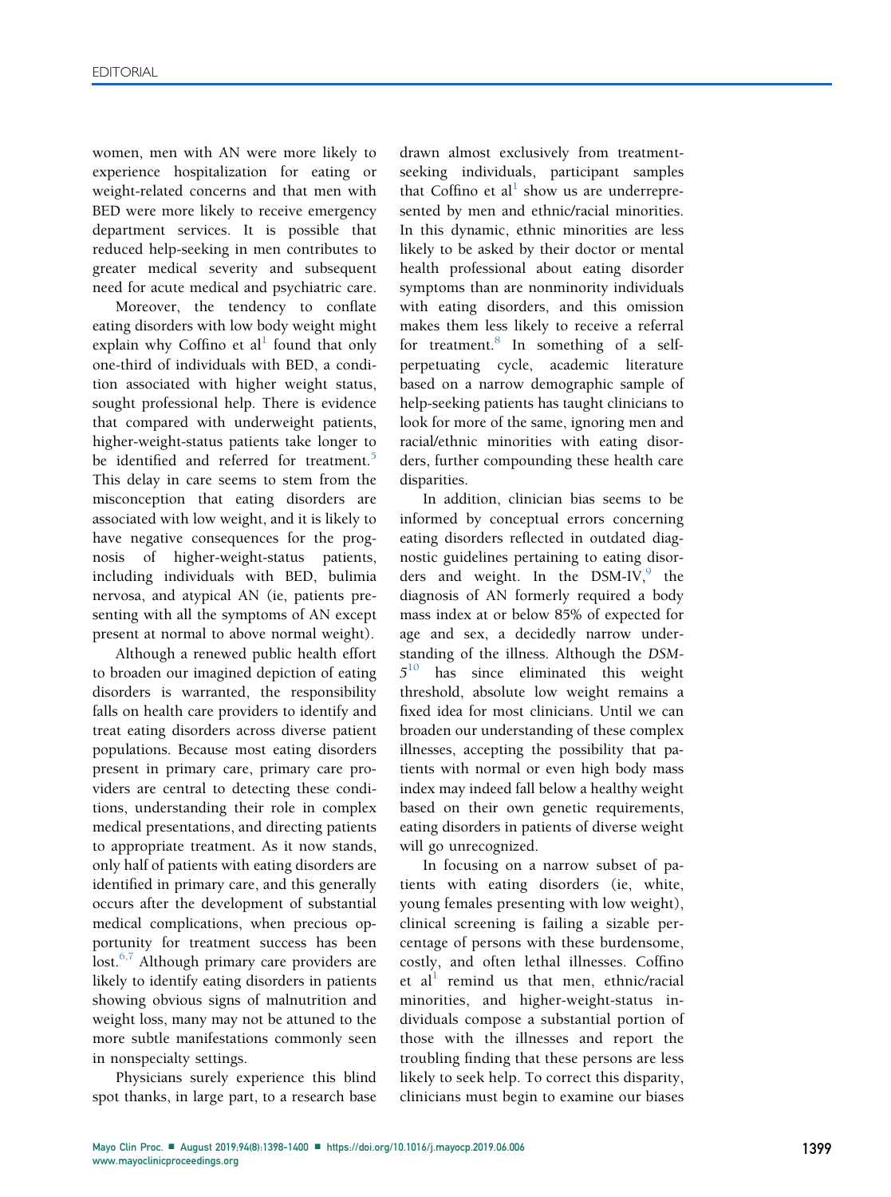women, men with AN were more likely to experience hospitalization for eating or weight-related concerns and that men with BED were more likely to receive emergency department services. It is possible that reduced help-seeking in men contributes to greater medical severity and subsequent need for acute medical and psychiatric care.

Moreover, the tendency to conflate eating disorders with low body weight might explain why Coffino et al[1] found that only one-third of individuals with BED, a condition associated with higher weight status, sought professional help. There is evidence that compared with underweight patients, higher-weight-status patients take longer to be identified and referred for treatment.[5] This delay in care seems to stem from the misconception that eating disorders are associated with low weight, and it is likely to have negative consequences for the prognosis of higher-weight-status patients, including individuals with BED, bulimia nervosa, and atypical AN (ie, patients presenting with all the symptoms of AN except present at normal to above normal weight).

Although a renewed public health effort to broaden our imagined depiction of eating disorders is warranted, the responsibility falls on health care providers to identify and treat eating disorders across diverse patient populations. Because most eating disorders present in primary care, primary care providers are central to detecting these conditions, understanding their role in complex medical presentations, and directing patients to appropriate treatment. As it now stands, only half of patients with eating disorders are identified in primary care, and this generally occurs after the development of substantial medical complications, when precious opportunity for treatment success has been lost.[6,7] Although primary care providers are likely to identify eating disorders in patients showing obvious signs of malnutrition and weight loss, many may not be attuned to the more subtle manifestations commonly seen in nonspecialty settings.

Physicians surely experience this blind spot thanks, in large part, to a research base drawn almost exclusively from treatment-seeking individuals, participant samples that Coffino et al[1] show us are underrepresented by men and ethnic/racial minorities. In this dynamic, ethnic minorities are less likely to be asked by their doctor or mental health professional about eating disorder symptoms than are nonminority individuals with eating disorders, and this omission makes them less likely to receive a referral for treatment.[8] In something of a self-perpetuating cycle, academic literature based on a narrow demographic sample of help-seeking patients has taught clinicians to look for more of the same, ignoring men and racial/ethnic minorities with eating disorders, further compounding these health care disparities.

In addition, clinician bias seems to be informed by conceptual errors concerning eating disorders reflected in outdated diagnostic guidelines pertaining to eating disorders and weight. In the DSM-IV,[9] the diagnosis of AN formerly required a body mass index at or below 85% of expected for age and sex, a decidedly narrow understanding of the illness. Although the *DSM-5*[10] has since eliminated this weight threshold, absolute low weight remains a fixed idea for most clinicians. Until we can broaden our understanding of these complex illnesses, accepting the possibility that patients with normal or even high body mass index may indeed fall below a healthy weight based on their own genetic requirements, eating disorders in patients of diverse weight will go unrecognized.

In focusing on a narrow subset of patients with eating disorders (ie, white, young females presenting with low weight), clinical screening is failing a sizable percentage of persons with these burdensome, costly, and often lethal illnesses. Coffino et al[1] remind us that men, ethnic/racial minorities, and higher-weight-status individuals compose a substantial portion of those with the illnesses and report the troubling finding that these persons are less likely to seek help. To correct this disparity, clinicians must begin to examine our biases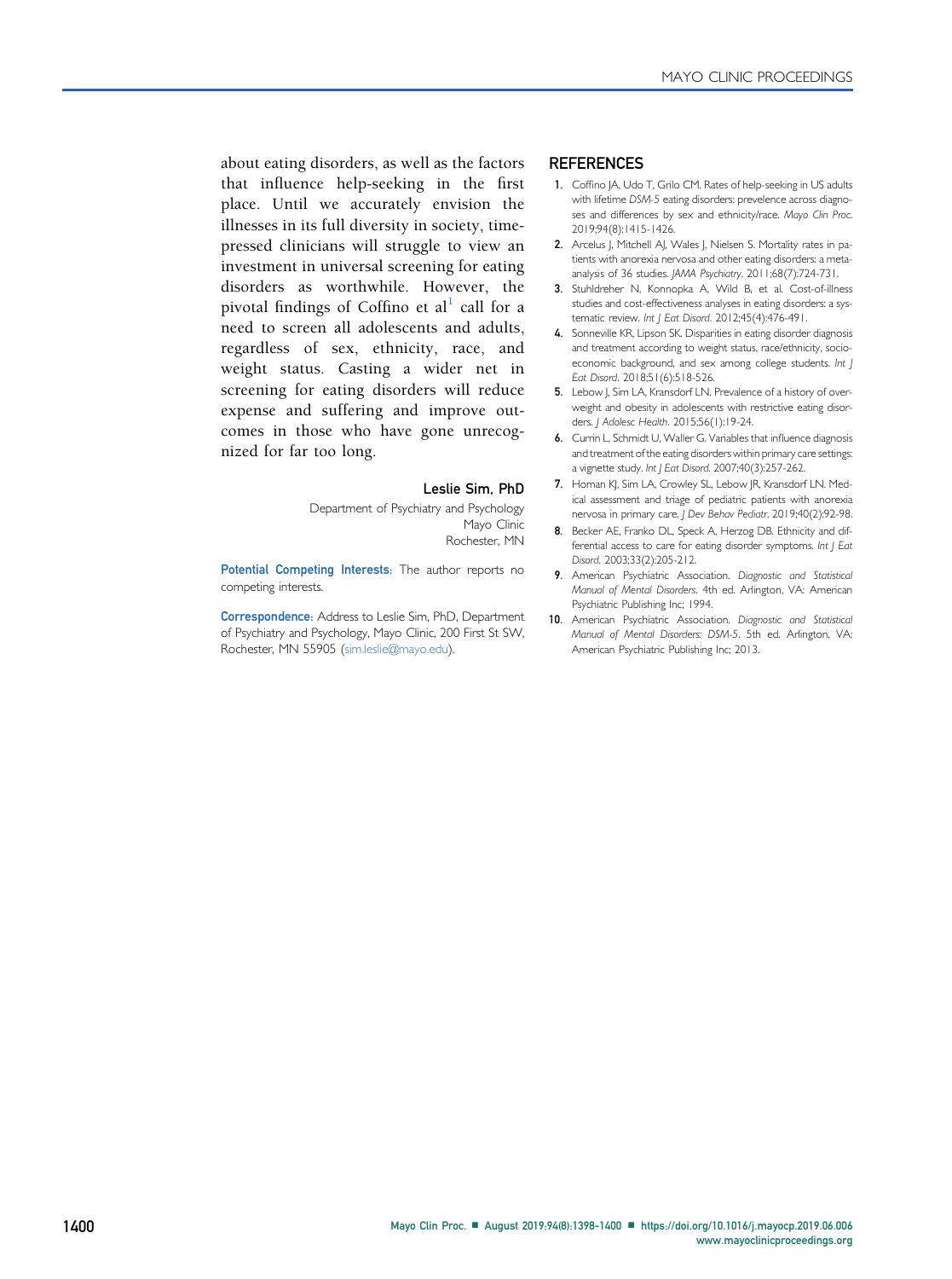about eating disorders, as well as the factors that influence help-seeking in the first place. Until we accurately envision the illnesses in its full diversity in society, time-pressed clinicians will struggle to view an investment in universal screening for eating disorders as worthwhile. However, the pivotal findings of Coffino et al[1] call for a need to screen all adolescents and adults, regardless of sex, ethnicity, race, and weight status. Casting a wider net in screening for eating disorders will reduce expense and suffering and improve outcomes in those who have gone unrecognized for far too long.

**Leslie Sim, PhD**
Department of Psychiatry and Psychology
Mayo Clinic
Rochester, MN

**Potential Competing Interests:** The author reports no competing interests.

**Correspondence:** Address to Leslie Sim, PhD, Department of Psychiatry and Psychology, Mayo Clinic, 200 First St SW, Rochester, MN 55905 (sim.leslie@mayo.edu).

## REFERENCES

1. Coffino JA, Udo T, Grilo CM. Rates of help-seeking in US adults with lifetime *DSM-5* eating disorders: prevelence across diagnoses and differences by sex and ethnicity/race. *Mayo Clin Proc*. 2019;94(8):1415-1426.
2. Arcelus J, Mitchell AJ, Wales J, Nielsen S. Mortality rates in patients with anorexia nervosa and other eating disorders: a meta-analysis of 36 studies. *JAMA Psychiatry*. 2011;68(7):724-731.
3. Stuhldreher N, Konnopka A, Wild B, et al. Cost-of-illness studies and cost-effectiveness analyses in eating disorders: a systematic review. *Int J Eat Disord*. 2012;45(4):476-491.
4. Sonneville KR, Lipson SK. Disparities in eating disorder diagnosis and treatment according to weight status, race/ethnicity, socioeconomic background, and sex among college students. *Int J Eat Disord*. 2018;51(6):518-526.
5. Lebow J, Sim LA, Kransdorf LN. Prevalence of a history of overweight and obesity in adolescents with restrictive eating disorders. *J Adolesc Health*. 2015;56(1):19-24.
6. Currin L, Schmidt U, Waller G. Variables that influence diagnosis and treatment of the eating disorders within primary care settings: a vignette study. *Int J Eat Disord*. 2007;40(3):257-262.
7. Homan KJ, Sim LA, Crowley SL, Lebow JR, Kransdorf LN. Medical assessment and triage of pediatric patients with anorexia nervosa in primary care. *J Dev Behav Pediatr*. 2019;40(2):92-98.
8. Becker AE, Franko DL, Speck A, Herzog DB. Ethnicity and differential access to care for eating disorder symptoms. *Int J Eat Disord*. 2003;33(2):205-212.
9. American Psychiatric Association. *Diagnostic and Statistical Manual of Mental Disorders*. 4th ed. Arlington, VA: American Psychiatric Publishing Inc; 1994.
10. American Psychiatric Association. *Diagnostic and Statistical Manual of Mental Disorders: DSM-5*. 5th ed. Arlington, VA: American Psychiatric Publishing Inc; 2013.